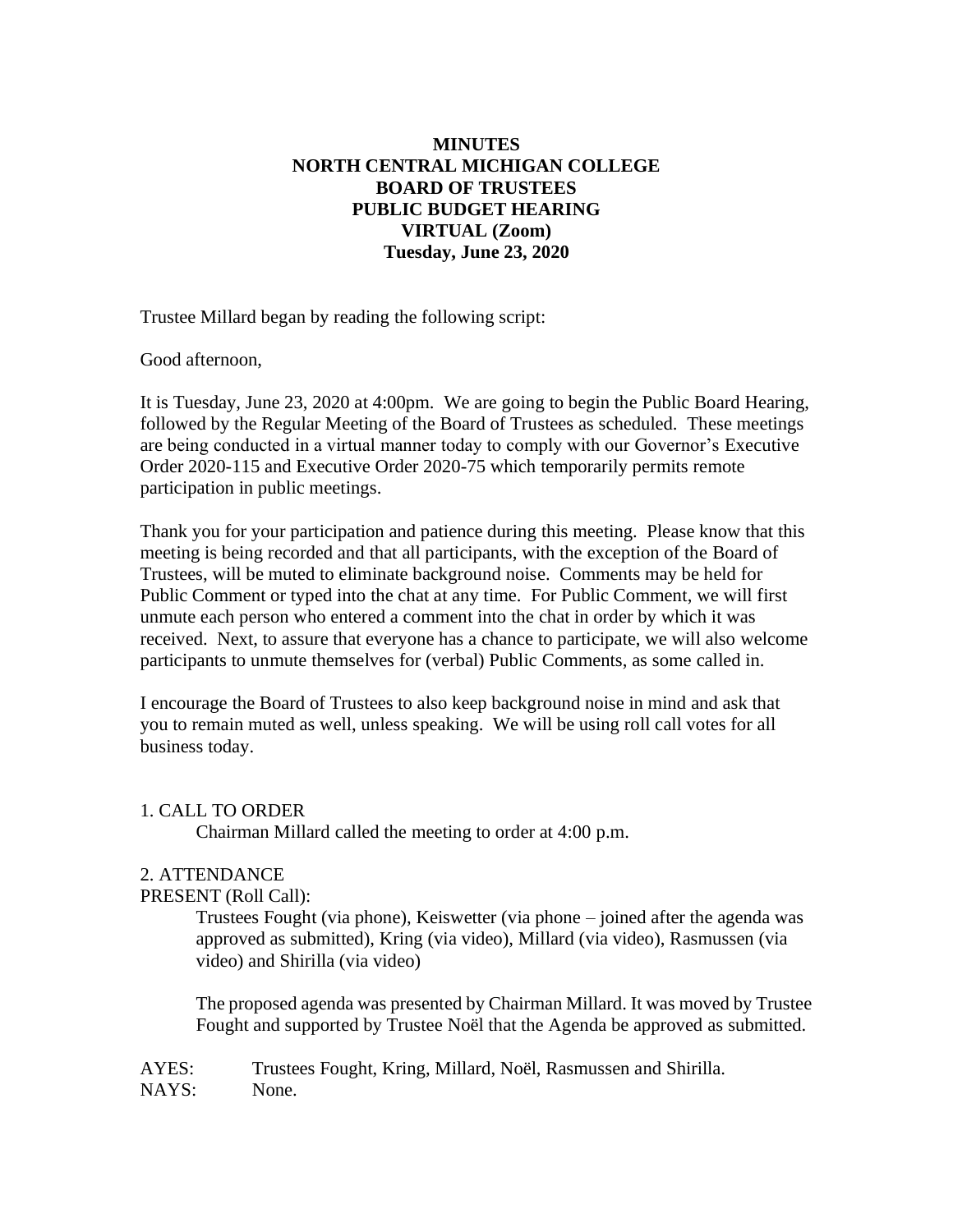**MINUTES**
**NORTH CENTRAL MICHIGAN COLLEGE**
**BOARD OF TRUSTEES**
**PUBLIC BUDGET HEARING**
**VIRTUAL (Zoom)**
**Tuesday, June 23, 2020**

Trustee Millard began by reading the following script:

Good afternoon,

It is Tuesday, June 23, 2020 at 4:00pm. We are going to begin the Public Board Hearing, followed by the Regular Meeting of the Board of Trustees as scheduled. These meetings are being conducted in a virtual manner today to comply with our Governor's Executive Order 2020-115 and Executive Order 2020-75 which temporarily permits remote participation in public meetings.

Thank you for your participation and patience during this meeting. Please know that this meeting is being recorded and that all participants, with the exception of the Board of Trustees, will be muted to eliminate background noise. Comments may be held for Public Comment or typed into the chat at any time. For Public Comment, we will first unmute each person who entered a comment into the chat in order by which it was received. Next, to assure that everyone has a chance to participate, we will also welcome participants to unmute themselves for (verbal) Public Comments, as some called in.

I encourage the Board of Trustees to also keep background noise in mind and ask that you to remain muted as well, unless speaking. We will be using roll call votes for all business today.

1. CALL TO ORDER

Chairman Millard called the meeting to order at 4:00 p.m.

2. ATTENDANCE

PRESENT (Roll Call):

Trustees Fought (via phone), Keiswetter (via phone – joined after the agenda was approved as submitted), Kring (via video), Millard (via video), Rasmussen (via video) and Shirilla (via video)

The proposed agenda was presented by Chairman Millard. It was moved by Trustee Fought and supported by Trustee Noël that the Agenda be approved as submitted.

AYES: Trustees Fought, Kring, Millard, Noël, Rasmussen and Shirilla.
NAYS: None.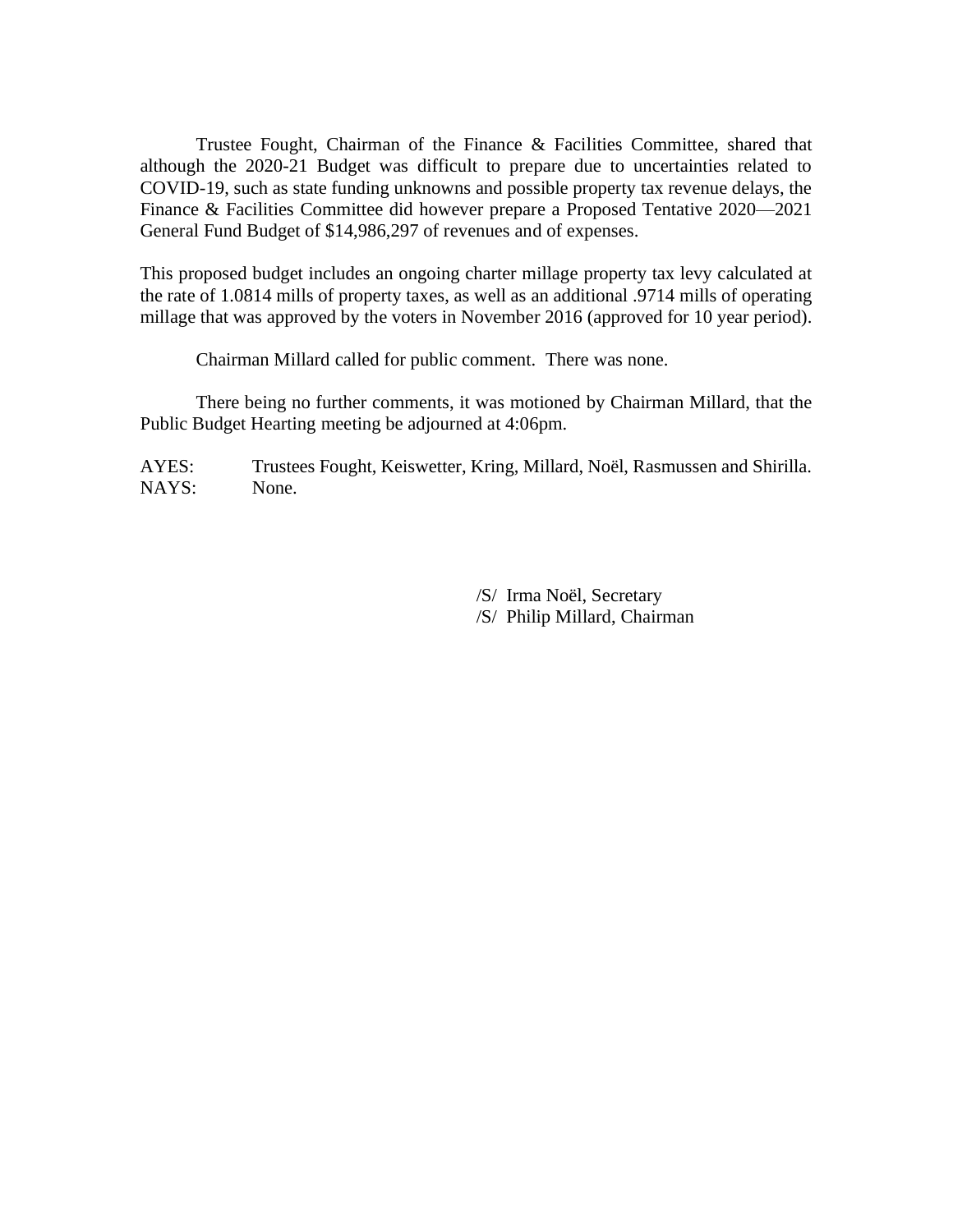Trustee Fought, Chairman of the Finance & Facilities Committee, shared that although the 2020-21 Budget was difficult to prepare due to uncertainties related to COVID-19, such as state funding unknowns and possible property tax revenue delays, the Finance & Facilities Committee did however prepare a Proposed Tentative 2020—2021 General Fund Budget of $14,986,297 of revenues and of expenses.

This proposed budget includes an ongoing charter millage property tax levy calculated at the rate of 1.0814 mills of property taxes, as well as an additional .9714 mills of operating millage that was approved by the voters in November 2016 (approved for 10 year period).

Chairman Millard called for public comment. There was none.

There being no further comments, it was motioned by Chairman Millard, that the Public Budget Hearting meeting be adjourned at 4:06pm.

AYES: Trustees Fought, Keiswetter, Kring, Millard, Noël, Rasmussen and Shirilla.
NAYS: None.

/S/ Irma Noël, Secretary
/S/ Philip Millard, Chairman